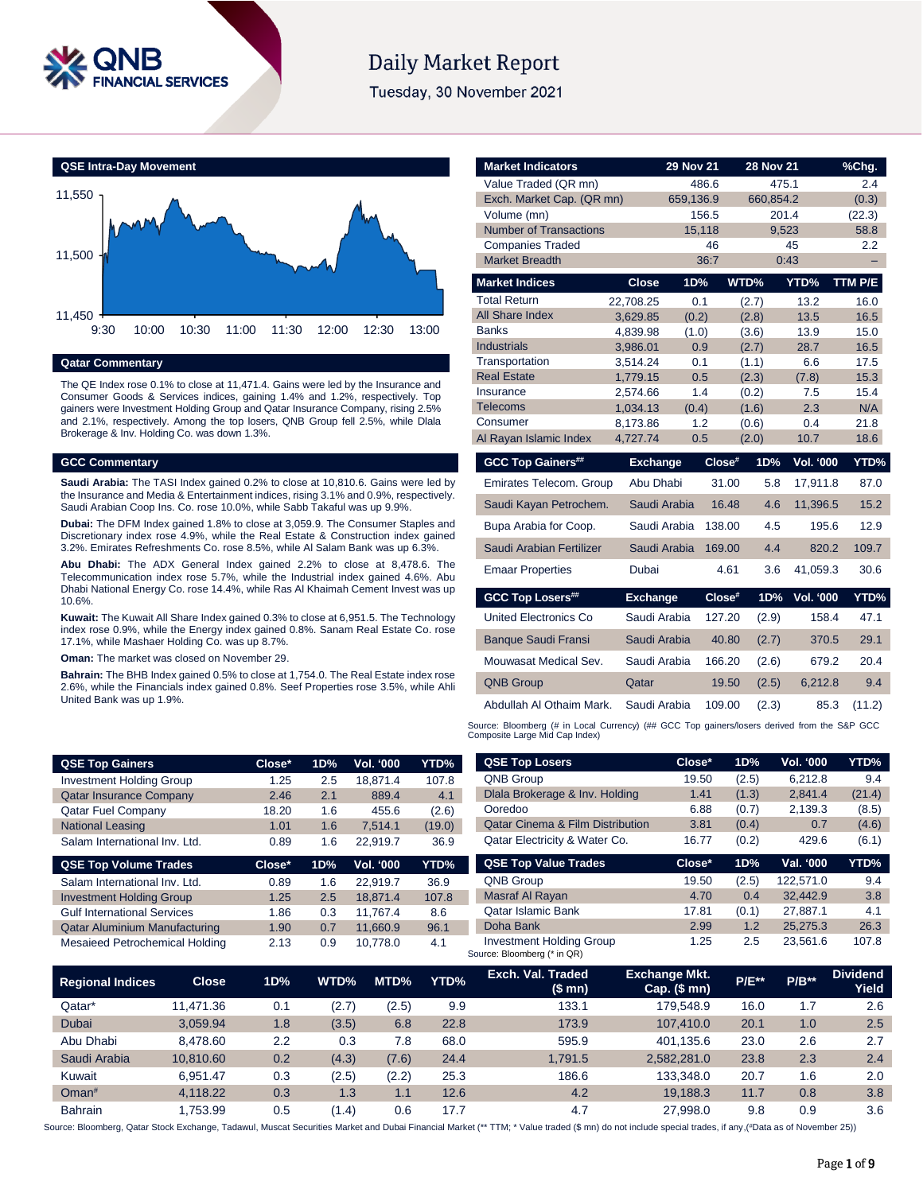# Daily Market Report

Tuesday, 30 November 2021

## QSE Intra-Day Movement

## Qatar Commentary

The QE Index rose 0.1% to close at 11,471.4. Gains were led by the Insurance and Consumer Goods & Services indices, gaining 1.4% and 1.2%, respectively. Top gainers were Investment Holding Group and Qatar Insurance Company, rising 2.5% and 2.1%, respectively. Among the top losers, QNB Group fell 2.5%, while Dlala Brokerage & Inv. Holding Co. was down 1.3%.

## GCC Commentary

**Saudi Arabia:** The TASI Index gained 0.2% to close at 10,810.6. Gains were led by the Insurance and Media & Entertainment indices, rising 3.1% and 0.9%, respectively. Saudi Arabian Coop Ins. Co. rose 10.0%, while Sabb Takaful was up 9.9%.

**Dubai:** The DFM Index gained 1.8% to close at 3,059.9. The Consumer Staples and Discretionary index rose 4.9%, while the Real Estate & Construction index gained 3.2%. Emirates Refreshments Co. rose 8.5%, while Al Salam Bank was up 6.3%.

**Abu Dhabi:** The ADX General Index gained 2.2% to close at 8,478.6. The Telecommunication index rose 5.7%, while the Industrial index gained 4.6%. Abu Dhabi National Energy Co. rose 14.4%, while Ras Al Khaimah Cement Invest was up 10.6%.

**Kuwait:** The Kuwait All Share Index gained 0.3% to close at 6,951.5. The Technology index rose 0.9%, while the Energy index gained 0.8%. Sanam Real Estate Co. rose 17.1%, while Mashaer Holding Co. was up 8.7%.

**Oman:** The market was closed on November 29.

**Bahrain:** The BHB Index gained 0.5% to close at 1,754.0. The Real Estate index rose 2.6%, while the Financials index gained 0.8%. Seef Properties rose 3.5%, while Ahli United Bank was up 1.9%.

| Market Indicators | 29 Nov 21 | 28 Nov 21 | %Chg. |
|---|---|---|---|
| Value Traded (QR mn) | 486.6 | 475.1 | 2.4 |
| Exch. Market Cap. (QR mn) | 659,136.9 | 660,854.2 | (0.3) |
| Volume (mn) | 156.5 | 201.4 | (22.3) |
| Number of Transactions | 15,118 | 9,523 | 58.8 |
| Companies Traded | 46 | 45 | 2.2 |
| Market Breadth | 36:7 | 0:43 | – |

| Market Indices | Close | 1D% | WTD% | YTD% | TTM P/E |
|---|---|---|---|---|---|
| Total Return | 22,708.25 | 0.1 | (2.7) | 13.2 | 16.0 |
| All Share Index | 3,629.85 | (0.2) | (2.8) | 13.5 | 16.5 |
| Banks | 4,839.98 | (1.0) | (3.6) | 13.9 | 15.0 |
| Industrials | 3,986.01 | 0.9 | (2.7) | 28.7 | 16.5 |
| Transportation | 3,514.24 | 0.1 | (1.1) | 6.6 | 17.5 |
| Real Estate | 1,779.15 | 0.5 | (2.3) | (7.8) | 15.3 |
| Insurance | 2,574.66 | 1.4 | (0.2) | 7.5 | 15.4 |
| Telecoms | 1,034.13 | (0.4) | (1.6) | 2.3 | N/A |
| Consumer | 8,173.86 | 1.2 | (0.6) | 0.4 | 21.8 |
| Al Rayan Islamic Index | 4,727.74 | 0.5 | (2.0) | 10.7 | 18.6 |

| GCC Top Gainers## | Exchange | Close# | 1D% | Vol. '000 | YTD% |
|---|---|---|---|---|---|
| Emirates Telecom. Group | Abu Dhabi | 31.00 | 5.8 | 17,911.8 | 87.0 |
| Saudi Kayan Petrochem. | Saudi Arabia | 16.48 | 4.6 | 11,396.5 | 15.2 |
| Bupa Arabia for Coop. | Saudi Arabia | 138.00 | 4.5 | 195.6 | 12.9 |
| Saudi Arabian Fertilizer | Saudi Arabia | 169.00 | 4.4 | 820.2 | 109.7 |
| Emaar Properties | Dubai | 4.61 | 3.6 | 41,059.3 | 30.6 |

| GCC Top Losers## | Exchange | Close# | 1D% | Vol. '000 | YTD% |
|---|---|---|---|---|---|
| United Electronics Co | Saudi Arabia | 127.20 | (2.9) | 158.4 | 47.1 |
| Banque Saudi Fransi | Saudi Arabia | 40.80 | (2.7) | 370.5 | 29.1 |
| Mouwasat Medical Sev. | Saudi Arabia | 166.20 | (2.6) | 679.2 | 20.4 |
| QNB Group | Qatar | 19.50 | (2.5) | 6,212.8 | 9.4 |
| Abdullah Al Othaim Mark. | Saudi Arabia | 109.00 | (2.3) | 85.3 | (11.2) |

Source: Bloomberg (# in Local Currency) (## GCC Top gainers/losers derived from the S&P GCC Composite Large Mid Cap Index)

| QSE Top Gainers | Close* | 1D% | Vol. '000 | YTD% |
|---|---|---|---|---|
| Investment Holding Group | 1.25 | 2.5 | 18,871.4 | 107.8 |
| Qatar Insurance Company | 2.46 | 2.1 | 889.4 | 4.1 |
| Qatar Fuel Company | 18.20 | 1.6 | 455.6 | (2.6) |
| National Leasing | 1.01 | 1.6 | 7,514.1 | (19.0) |
| Salam International Inv. Ltd. | 0.89 | 1.6 | 22,919.7 | 36.9 |

| QSE Top Volume Trades | Close* | 1D% | Vol. '000 | YTD% |
|---|---|---|---|---|
| Salam International Inv. Ltd. | 0.89 | 1.6 | 22,919.7 | 36.9 |
| Investment Holding Group | 1.25 | 2.5 | 18,871.4 | 107.8 |
| Gulf International Services | 1.86 | 0.3 | 11,767.4 | 8.6 |
| Qatar Aluminium Manufacturing | 1.90 | 0.7 | 11,660.9 | 96.1 |
| Mesaieed Petrochemical Holding | 2.13 | 0.9 | 10,778.0 | 4.1 |

| QSE Top Losers | Close* | 1D% | Vol. '000 | YTD% |
|---|---|---|---|---|
| QNB Group | 19.50 | (2.5) | 6,212.8 | 9.4 |
| Dlala Brokerage & Inv. Holding | 1.41 | (1.3) | 2,841.4 | (21.4) |
| Ooredoo | 6.88 | (0.7) | 2,139.3 | (8.5) |
| Qatar Cinema & Film Distribution | 3.81 | (0.4) | 0.7 | (4.6) |
| Qatar Electricity & Water Co. | 16.77 | (0.2) | 429.6 | (6.1) |

| QSE Top Value Trades | Close* | 1D% | Val. '000 | YTD% |
|---|---|---|---|---|
| QNB Group | 19.50 | (2.5) | 122,571.0 | 9.4 |
| Masraf Al Rayan | 4.70 | 0.4 | 32,442.9 | 3.8 |
| Qatar Islamic Bank | 17.81 | (0.1) | 27,887.1 | 4.1 |
| Doha Bank | 2.99 | 1.2 | 25,275.3 | 26.3 |
| Investment Holding Group | 1.25 | 2.5 | 23,561.6 | 107.8 |

Source: Bloomberg (* in QR)

| Regional Indices | Close | 1D% | WTD% | MTD% | YTD% | Exch. Val. Traded ($ mn) | Exchange Mkt. Cap. ($ mn) | P/E** | P/B** | Dividend Yield |
|---|---|---|---|---|---|---|---|---|---|---|
| Qatar* | 11,471.36 | 0.1 | (2.7) | (2.5) | 9.9 | 133.1 | 179,548.9 | 16.0 | 1.7 | 2.6 |
| Dubai | 3,059.94 | 1.8 | (3.5) | 6.8 | 22.8 | 173.9 | 107,410.0 | 20.1 | 1.0 | 2.5 |
| Abu Dhabi | 8,478.60 | 2.2 | 0.3 | 7.8 | 68.0 | 595.9 | 401,135.6 | 23.0 | 2.6 | 2.7 |
| Saudi Arabia | 10,810.60 | 0.2 | (4.3) | (7.6) | 24.4 | 1,791.5 | 2,582,281.0 | 23.8 | 2.3 | 2.4 |
| Kuwait | 6,951.47 | 0.3 | (2.5) | (2.2) | 25.3 | 186.6 | 133,348.0 | 20.7 | 1.6 | 2.0 |
| Oman# | 4,118.22 | 0.3 | 1.3 | 1.1 | 12.6 | 4.2 | 19,188.3 | 11.7 | 0.8 | 3.8 |
| Bahrain | 1,753.99 | 0.5 | (1.4) | 0.6 | 17.7 | 4.7 | 27,998.0 | 9.8 | 0.9 | 3.6 |

Source: Bloomberg, Qatar Stock Exchange, Tadawul, Muscat Securities Market and Dubai Financial Market (** TTM; * Value traded ($ mn) do not include special trades, if any,(#Data as of November 25))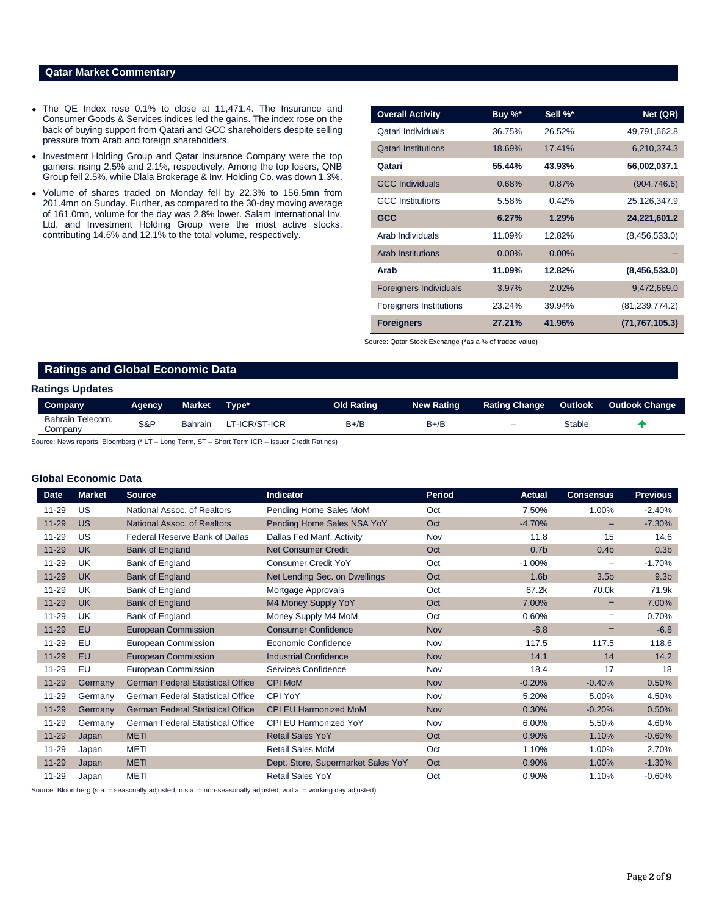## Qatar Market Commentary

- The QE Index rose 0.1% to close at 11,471.4. The Insurance and Consumer Goods & Services indices led the gains. The index rose on the back of buying support from Qatari and GCC shareholders despite selling pressure from Arab and foreign shareholders.
- Investment Holding Group and Qatar Insurance Company were the top gainers, rising 2.5% and 2.1%, respectively. Among the top losers, QNB Group fell 2.5%, while Dlala Brokerage & Inv. Holding Co. was down 1.3%.
- Volume of shares traded on Monday fell by 22.3% to 156.5mn from 201.4mn on Sunday. Further, as compared to the 30-day moving average of 161.0mn, volume for the day was 2.8% lower. Salam International Inv. Ltd. and Investment Holding Group were the most active stocks, contributing 14.6% and 12.1% to the total volume, respectively.

| Overall Activity | Buy %* | Sell %* | Net (QR) |
|---|---|---|---|
| Qatari Individuals | 36.75% | 26.52% | 49,791,662.8 |
| Qatari Institutions | 18.69% | 17.41% | 6,210,374.3 |
| **Qatari** | **55.44%** | **43.93%** | **56,002,037.1** |
| GCC Individuals | 0.68% | 0.87% | (904,746.6) |
| GCC Institutions | 5.58% | 0.42% | 25,126,347.9 |
| **GCC** | **6.27%** | **1.29%** | **24,221,601.2** |
| Arab Individuals | 11.09% | 12.82% | (8,456,533.0) |
| Arab Institutions | 0.00% | 0.00% | – |
| **Arab** | **11.09%** | **12.82%** | **(8,456,533.0)** |
| Foreigners Individuals | 3.97% | 2.02% | 9,472,669.0 |
| Foreigners Institutions | 23.24% | 39.94% | (81,239,774.2) |
| **Foreigners** | **27.21%** | **41.96%** | **(71,767,105.3)** |

Source: Qatar Stock Exchange (*as a % of traded value)

## Ratings and Global Economic Data

### Ratings Updates

| Company | Agency | Market | Type* | Old Rating | New Rating | Rating Change | Outlook | Outlook Change |
|---|---|---|---|---|---|---|---|---|
| Bahrain Telecom. Company | S&P | Bahrain | LT-ICR/ST-ICR | B+/B | B+/B | – | Stable | ↑ |

Source: News reports, Bloomberg (* LT – Long Term, ST – Short Term ICR – Issuer Credit Ratings)

### Global Economic Data

| Date | Market | Source | Indicator | Period | Actual | Consensus | Previous |
|---|---|---|---|---|---|---|---|
| 11-29 | US | National Assoc. of Realtors | Pending Home Sales MoM | Oct | 7.50% | 1.00% | -2.40% |
| 11-29 | US | National Assoc. of Realtors | Pending Home Sales NSA YoY | Oct | -4.70% | – | -7.30% |
| 11-29 | US | Federal Reserve Bank of Dallas | Dallas Fed Manf. Activity | Nov | 11.8 | 15 | 14.6 |
| 11-29 | UK | Bank of England | Net Consumer Credit | Oct | 0.7b | 0.4b | 0.3b |
| 11-29 | UK | Bank of England | Consumer Credit YoY | Oct | -1.00% | – | -1.70% |
| 11-29 | UK | Bank of England | Net Lending Sec. on Dwellings | Oct | 1.6b | 3.5b | 9.3b |
| 11-29 | UK | Bank of England | Mortgage Approvals | Oct | 67.2k | 70.0k | 71.9k |
| 11-29 | UK | Bank of England | M4 Money Supply YoY | Oct | 7.00% | – | 7.00% |
| 11-29 | UK | Bank of England | Money Supply M4 MoM | Oct | 0.60% | – | 0.70% |
| 11-29 | EU | European Commission | Consumer Confidence | Nov | -6.8 | – | -6.8 |
| 11-29 | EU | European Commission | Economic Confidence | Nov | 117.5 | 117.5 | 118.6 |
| 11-29 | EU | European Commission | Industrial Confidence | Nov | 14.1 | 14 | 14.2 |
| 11-29 | EU | European Commission | Services Confidence | Nov | 18.4 | 17 | 18 |
| 11-29 | Germany | German Federal Statistical Office | CPI MoM | Nov | -0.20% | -0.40% | 0.50% |
| 11-29 | Germany | German Federal Statistical Office | CPI YoY | Nov | 5.20% | 5.00% | 4.50% |
| 11-29 | Germany | German Federal Statistical Office | CPI EU Harmonized MoM | Nov | 0.30% | -0.20% | 0.50% |
| 11-29 | Germany | German Federal Statistical Office | CPI EU Harmonized YoY | Nov | 6.00% | 5.50% | 4.60% |
| 11-29 | Japan | METI | Retail Sales YoY | Oct | 0.90% | 1.10% | -0.60% |
| 11-29 | Japan | METI | Retail Sales MoM | Oct | 1.10% | 1.00% | 2.70% |
| 11-29 | Japan | METI | Dept. Store, Supermarket Sales YoY | Oct | 0.90% | 1.00% | -1.30% |
| 11-29 | Japan | METI | Retail Sales YoY | Oct | 0.90% | 1.10% | -0.60% |

Source: Bloomberg (s.a. = seasonally adjusted; n.s.a. = non-seasonally adjusted; w.d.a. = working day adjusted)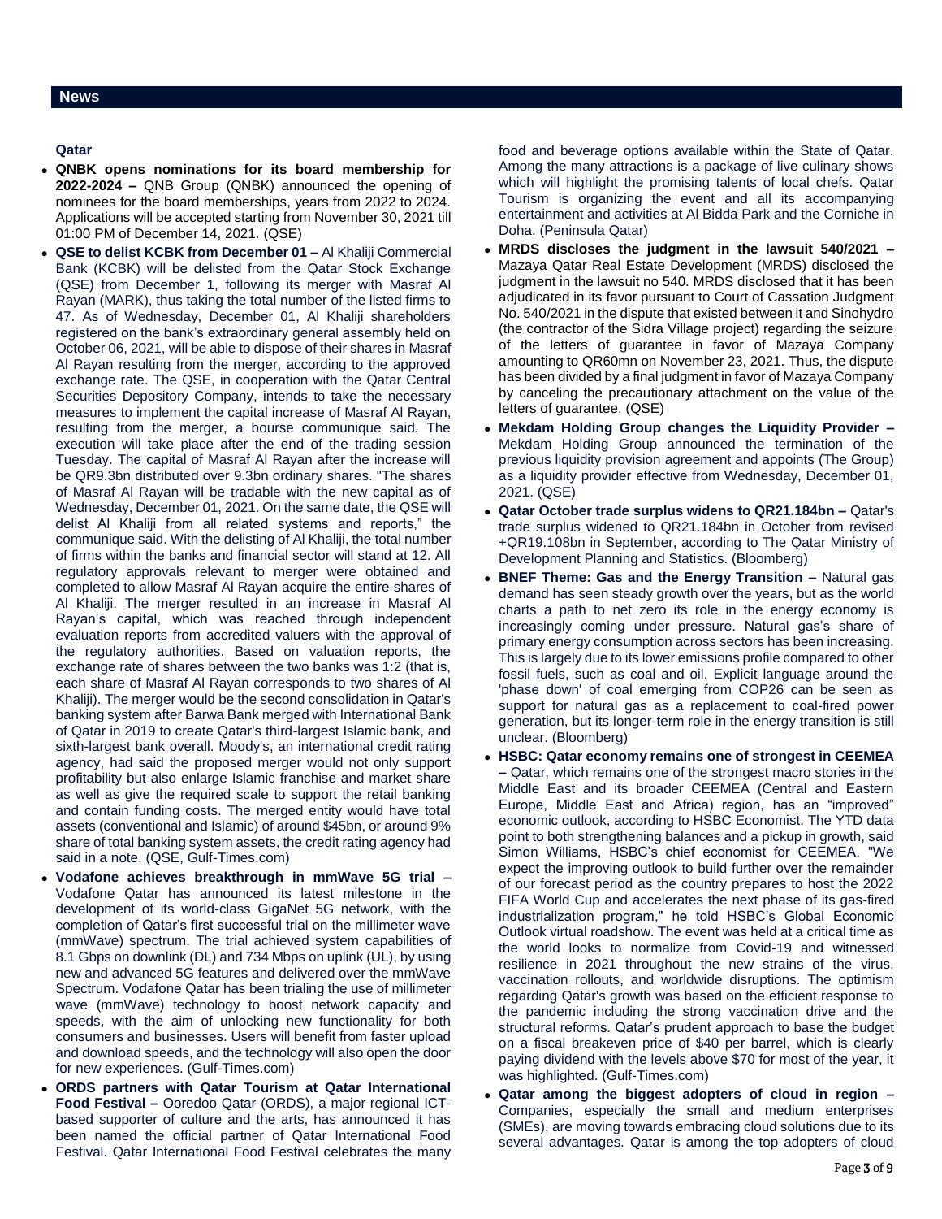## News

### Qatar

- **QNBK opens nominations for its board membership for 2022-2024 –** QNB Group (QNBK) announced the opening of nominees for the board memberships, years from 2022 to 2024. Applications will be accepted starting from November 30, 2021 till 01:00 PM of December 14, 2021. (QSE)
- **QSE to delist KCBK from December 01 –** Al Khaliji Commercial Bank (KCBK) will be delisted from the Qatar Stock Exchange (QSE) from December 1, following its merger with Masraf Al Rayan (MARK), thus taking the total number of the listed firms to 47. As of Wednesday, December 01, Al Khaliji shareholders registered on the bank's extraordinary general assembly held on October 06, 2021, will be able to dispose of their shares in Masraf Al Rayan resulting from the merger, according to the approved exchange rate. The QSE, in cooperation with the Qatar Central Securities Depository Company, intends to take the necessary measures to implement the capital increase of Masraf Al Rayan, resulting from the merger, a bourse communique said. The execution will take place after the end of the trading session Tuesday. The capital of Masraf Al Rayan after the increase will be QR9.3bn distributed over 9.3bn ordinary shares. "The shares of Masraf Al Rayan will be tradable with the new capital as of Wednesday, December 01, 2021. On the same date, the QSE will delist Al Khaliji from all related systems and reports," the communique said. With the delisting of Al Khaliji, the total number of firms within the banks and financial sector will stand at 12. All regulatory approvals relevant to merger were obtained and completed to allow Masraf Al Rayan acquire the entire shares of Al Khaliji. The merger resulted in an increase in Masraf Al Rayan's capital, which was reached through independent evaluation reports from accredited valuers with the approval of the regulatory authorities. Based on valuation reports, the exchange rate of shares between the two banks was 1:2 (that is, each share of Masraf Al Rayan corresponds to two shares of Al Khaliji). The merger would be the second consolidation in Qatar's banking system after Barwa Bank merged with International Bank of Qatar in 2019 to create Qatar's third-largest Islamic bank, and sixth-largest bank overall. Moody's, an international credit rating agency, had said the proposed merger would not only support profitability but also enlarge Islamic franchise and market share as well as give the required scale to support the retail banking and contain funding costs. The merged entity would have total assets (conventional and Islamic) of around $45bn, or around 9% share of total banking system assets, the credit rating agency had said in a note. (QSE, Gulf-Times.com)
- **Vodafone achieves breakthrough in mmWave 5G trial –** Vodafone Qatar has announced its latest milestone in the development of its world-class GigaNet 5G network, with the completion of Qatar's first successful trial on the millimeter wave (mmWave) spectrum. The trial achieved system capabilities of 8.1 Gbps on downlink (DL) and 734 Mbps on uplink (UL), by using new and advanced 5G features and delivered over the mmWave Spectrum. Vodafone Qatar has been trialing the use of millimeter wave (mmWave) technology to boost network capacity and speeds, with the aim of unlocking new functionality for both consumers and businesses. Users will benefit from faster upload and download speeds, and the technology will also open the door for new experiences. (Gulf-Times.com)
- **ORDS partners with Qatar Tourism at Qatar International Food Festival –** Ooredoo Qatar (ORDS), a major regional ICT-based supporter of culture and the arts, has announced it has been named the official partner of Qatar International Food Festival. Qatar International Food Festival celebrates the many food and beverage options available within the State of Qatar. Among the many attractions is a package of live culinary shows which will highlight the promising talents of local chefs. Qatar Tourism is organizing the event and all its accompanying entertainment and activities at Al Bidda Park and the Corniche in Doha. (Peninsula Qatar)
- **MRDS discloses the judgment in the lawsuit 540/2021 –** Mazaya Qatar Real Estate Development (MRDS) disclosed the judgment in the lawsuit no 540. MRDS disclosed that it has been adjudicated in its favor pursuant to Court of Cassation Judgment No. 540/2021 in the dispute that existed between it and Sinohydro (the contractor of the Sidra Village project) regarding the seizure of the letters of guarantee in favor of Mazaya Company amounting to QR60mn on November 23, 2021. Thus, the dispute has been divided by a final judgment in favor of Mazaya Company by canceling the precautionary attachment on the value of the letters of guarantee. (QSE)
- **Mekdam Holding Group changes the Liquidity Provider –** Mekdam Holding Group announced the termination of the previous liquidity provision agreement and appoints (The Group) as a liquidity provider effective from Wednesday, December 01, 2021. (QSE)
- **Qatar October trade surplus widens to QR21.184bn –** Qatar's trade surplus widened to QR21.184bn in October from revised +QR19.108bn in September, according to The Qatar Ministry of Development Planning and Statistics. (Bloomberg)
- **BNEF Theme: Gas and the Energy Transition –** Natural gas demand has seen steady growth over the years, but as the world charts a path to net zero its role in the energy economy is increasingly coming under pressure. Natural gas's share of primary energy consumption across sectors has been increasing. This is largely due to its lower emissions profile compared to other fossil fuels, such as coal and oil. Explicit language around the 'phase down' of coal emerging from COP26 can be seen as support for natural gas as a replacement to coal-fired power generation, but its longer-term role in the energy transition is still unclear. (Bloomberg)
- **HSBC: Qatar economy remains one of strongest in CEEMEA –** Qatar, which remains one of the strongest macro stories in the Middle East and its broader CEEMEA (Central and Eastern Europe, Middle East and Africa) region, has an "improved" economic outlook, according to HSBC Economist. The YTD data point to both strengthening balances and a pickup in growth, said Simon Williams, HSBC's chief economist for CEEMEA. "We expect the improving outlook to build further over the remainder of our forecast period as the country prepares to host the 2022 FIFA World Cup and accelerates the next phase of its gas-fired industrialization program," he told HSBC's Global Economic Outlook virtual roadshow. The event was held at a critical time as the world looks to normalize from Covid-19 and witnessed resilience in 2021 throughout the new strains of the virus, vaccination rollouts, and worldwide disruptions. The optimism regarding Qatar's growth was based on the efficient response to the pandemic including the strong vaccination drive and the structural reforms. Qatar's prudent approach to base the budget on a fiscal breakeven price of $40 per barrel, which is clearly paying dividend with the levels above $70 for most of the year, it was highlighted. (Gulf-Times.com)
- **Qatar among the biggest adopters of cloud in region –** Companies, especially the small and medium enterprises (SMEs), are moving towards embracing cloud solutions due to its several advantages. Qatar is among the top adopters of cloud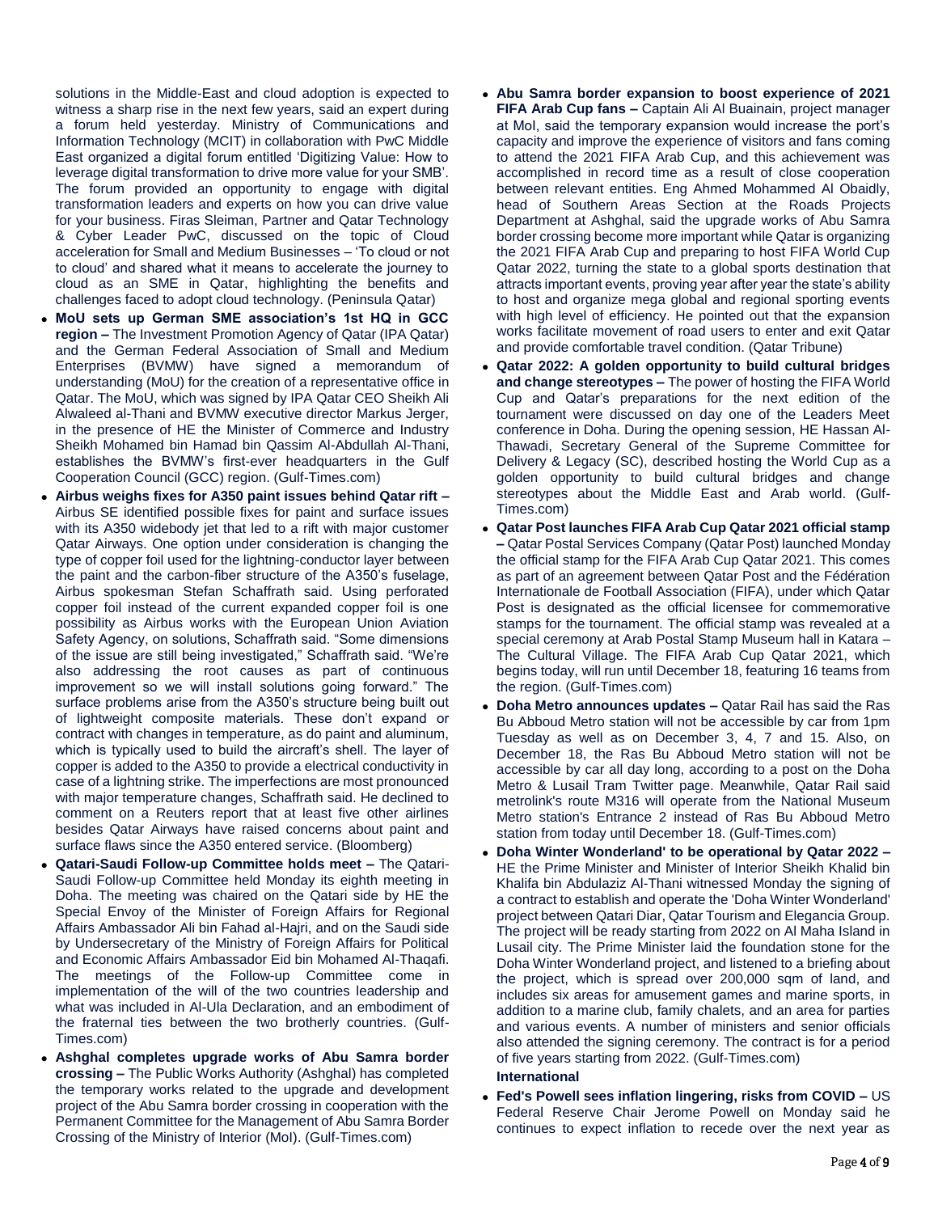solutions in the Middle-East and cloud adoption is expected to witness a sharp rise in the next few years, said an expert during a forum held yesterday. Ministry of Communications and Information Technology (MCIT) in collaboration with PwC Middle East organized a digital forum entitled 'Digitizing Value: How to leverage digital transformation to drive more value for your SMB'. The forum provided an opportunity to engage with digital transformation leaders and experts on how you can drive value for your business. Firas Sleiman, Partner and Qatar Technology & Cyber Leader PwC, discussed on the topic of Cloud acceleration for Small and Medium Businesses – 'To cloud or not to cloud' and shared what it means to accelerate the journey to cloud as an SME in Qatar, highlighting the benefits and challenges faced to adopt cloud technology. (Peninsula Qatar)

- **MoU sets up German SME association's 1st HQ in GCC region –** The Investment Promotion Agency of Qatar (IPA Qatar) and the German Federal Association of Small and Medium Enterprises (BVMW) have signed a memorandum of understanding (MoU) for the creation of a representative office in Qatar. The MoU, which was signed by IPA Qatar CEO Sheikh Ali Alwaleed al-Thani and BVMW executive director Markus Jerger, in the presence of HE the Minister of Commerce and Industry Sheikh Mohamed bin Hamad bin Qassim Al-Abdullah Al-Thani, establishes the BVMW's first-ever headquarters in the Gulf Cooperation Council (GCC) region. (Gulf-Times.com)
- **Airbus weighs fixes for A350 paint issues behind Qatar rift –** Airbus SE identified possible fixes for paint and surface issues with its A350 widebody jet that led to a rift with major customer Qatar Airways. One option under consideration is changing the type of copper foil used for the lightning-conductor layer between the paint and the carbon-fiber structure of the A350's fuselage, Airbus spokesman Stefan Schaffrath said. Using perforated copper foil instead of the current expanded copper foil is one possibility as Airbus works with the European Union Aviation Safety Agency, on solutions, Schaffrath said. "Some dimensions of the issue are still being investigated," Schaffrath said. "We're also addressing the root causes as part of continuous improvement so we will install solutions going forward." The surface problems arise from the A350's structure being built out of lightweight composite materials. These don't expand or contract with changes in temperature, as do paint and aluminum, which is typically used to build the aircraft's shell. The layer of copper is added to the A350 to provide a electrical conductivity in case of a lightning strike. The imperfections are most pronounced with major temperature changes, Schaffrath said. He declined to comment on a Reuters report that at least five other airlines besides Qatar Airways have raised concerns about paint and surface flaws since the A350 entered service. (Bloomberg)
- **Qatari-Saudi Follow-up Committee holds meet –** The Qatari-Saudi Follow-up Committee held Monday its eighth meeting in Doha. The meeting was chaired on the Qatari side by HE the Special Envoy of the Minister of Foreign Affairs for Regional Affairs Ambassador Ali bin Fahad al-Hajri, and on the Saudi side by Undersecretary of the Ministry of Foreign Affairs for Political and Economic Affairs Ambassador Eid bin Mohamed Al-Thaqafi. The meetings of the Follow-up Committee come in implementation of the will of the two countries leadership and what was included in Al-Ula Declaration, and an embodiment of the fraternal ties between the two brotherly countries. (Gulf-Times.com)
- **Ashghal completes upgrade works of Abu Samra border crossing –** The Public Works Authority (Ashghal) has completed the temporary works related to the upgrade and development project of the Abu Samra border crossing in cooperation with the Permanent Committee for the Management of Abu Samra Border Crossing of the Ministry of Interior (MoI). (Gulf-Times.com)
- **Abu Samra border expansion to boost experience of 2021 FIFA Arab Cup fans –** Captain Ali Al Buainain, project manager at MoI, said the temporary expansion would increase the port's capacity and improve the experience of visitors and fans coming to attend the 2021 FIFA Arab Cup, and this achievement was accomplished in record time as a result of close cooperation between relevant entities. Eng Ahmed Mohammed Al Obaidly, head of Southern Areas Section at the Roads Projects Department at Ashghal, said the upgrade works of Abu Samra border crossing become more important while Qatar is organizing the 2021 FIFA Arab Cup and preparing to host FIFA World Cup Qatar 2022, turning the state to a global sports destination that attracts important events, proving year after year the state's ability to host and organize mega global and regional sporting events with high level of efficiency. He pointed out that the expansion works facilitate movement of road users to enter and exit Qatar and provide comfortable travel condition. (Qatar Tribune)
- **Qatar 2022: A golden opportunity to build cultural bridges and change stereotypes –** The power of hosting the FIFA World Cup and Qatar's preparations for the next edition of the tournament were discussed on day one of the Leaders Meet conference in Doha. During the opening session, HE Hassan Al-Thawadi, Secretary General of the Supreme Committee for Delivery & Legacy (SC), described hosting the World Cup as a golden opportunity to build cultural bridges and change stereotypes about the Middle East and Arab world. (Gulf-Times.com)
- **Qatar Post launches FIFA Arab Cup Qatar 2021 official stamp –** Qatar Postal Services Company (Qatar Post) launched Monday the official stamp for the FIFA Arab Cup Qatar 2021. This comes as part of an agreement between Qatar Post and the Fédération Internationale de Football Association (FIFA), under which Qatar Post is designated as the official licensee for commemorative stamps for the tournament. The official stamp was revealed at a special ceremony at Arab Postal Stamp Museum hall in Katara – The Cultural Village. The FIFA Arab Cup Qatar 2021, which begins today, will run until December 18, featuring 16 teams from the region. (Gulf-Times.com)
- **Doha Metro announces updates –** Qatar Rail has said the Ras Bu Abboud Metro station will not be accessible by car from 1pm Tuesday as well as on December 3, 4, 7 and 15. Also, on December 18, the Ras Bu Abboud Metro station will not be accessible by car all day long, according to a post on the Doha Metro & Lusail Tram Twitter page. Meanwhile, Qatar Rail said metrolink's route M316 will operate from the National Museum Metro station's Entrance 2 instead of Ras Bu Abboud Metro station from today until December 18. (Gulf-Times.com)
- **Doha Winter Wonderland' to be operational by Qatar 2022 –** HE the Prime Minister and Minister of Interior Sheikh Khalid bin Khalifa bin Abdulaziz Al-Thani witnessed Monday the signing of a contract to establish and operate the 'Doha Winter Wonderland' project between Qatari Diar, Qatar Tourism and Elegancia Group. The project will be ready starting from 2022 on Al Maha Island in Lusail city. The Prime Minister laid the foundation stone for the Doha Winter Wonderland project, and listened to a briefing about the project, which is spread over 200,000 sqm of land, and includes six areas for amusement games and marine sports, in addition to a marine club, family chalets, and an area for parties and various events. A number of ministers and senior officials also attended the signing ceremony. The contract is for a period of five years starting from 2022. (Gulf-Times.com)

**International**

- **Fed's Powell sees inflation lingering, risks from COVID –** US Federal Reserve Chair Jerome Powell on Monday said he continues to expect inflation to recede over the next year as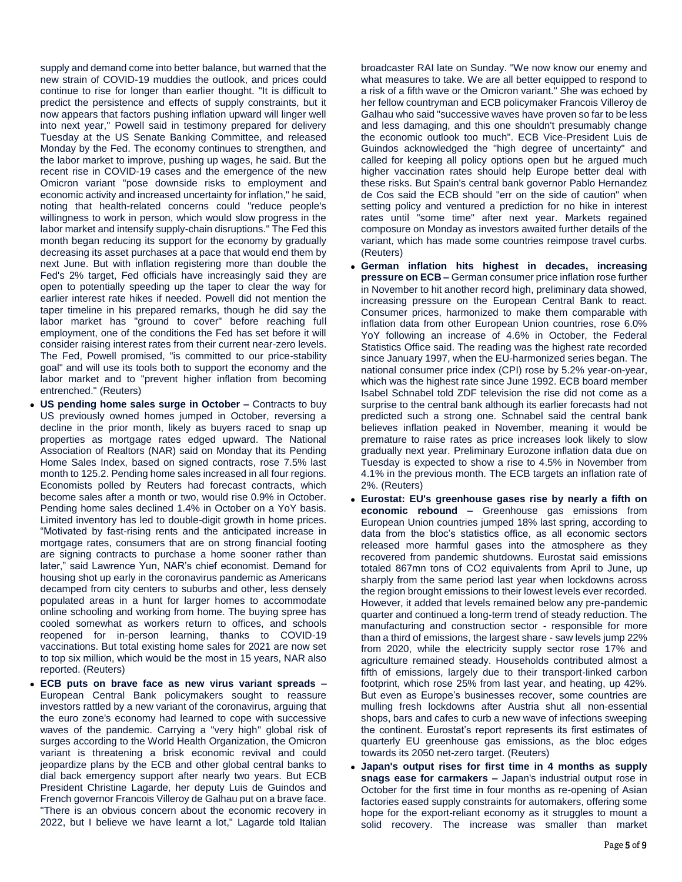supply and demand come into better balance, but warned that the new strain of COVID-19 muddies the outlook, and prices could continue to rise for longer than earlier thought. "It is difficult to predict the persistence and effects of supply constraints, but it now appears that factors pushing inflation upward will linger well into next year," Powell said in testimony prepared for delivery Tuesday at the US Senate Banking Committee, and released Monday by the Fed. The economy continues to strengthen, and the labor market to improve, pushing up wages, he said. But the recent rise in COVID-19 cases and the emergence of the new Omicron variant "pose downside risks to employment and economic activity and increased uncertainty for inflation," he said, noting that health-related concerns could "reduce people's willingness to work in person, which would slow progress in the labor market and intensify supply-chain disruptions." The Fed this month began reducing its support for the economy by gradually decreasing its asset purchases at a pace that would end them by next June. But with inflation registering more than double the Fed's 2% target, Fed officials have increasingly said they are open to potentially speeding up the taper to clear the way for earlier interest rate hikes if needed. Powell did not mention the taper timeline in his prepared remarks, though he did say the labor market has "ground to cover" before reaching full employment, one of the conditions the Fed has set before it will consider raising interest rates from their current near-zero levels. The Fed, Powell promised, "is committed to our price-stability goal" and will use its tools both to support the economy and the labor market and to "prevent higher inflation from becoming entrenched." (Reuters)

- **US pending home sales surge in October –** Contracts to buy US previously owned homes jumped in October, reversing a decline in the prior month, likely as buyers raced to snap up properties as mortgage rates edged upward. The National Association of Realtors (NAR) said on Monday that its Pending Home Sales Index, based on signed contracts, rose 7.5% last month to 125.2. Pending home sales increased in all four regions. Economists polled by Reuters had forecast contracts, which become sales after a month or two, would rise 0.9% in October. Pending home sales declined 1.4% in October on a YoY basis. Limited inventory has led to double-digit growth in home prices. "Motivated by fast-rising rents and the anticipated increase in mortgage rates, consumers that are on strong financial footing are signing contracts to purchase a home sooner rather than later," said Lawrence Yun, NAR's chief economist. Demand for housing shot up early in the coronavirus pandemic as Americans decamped from city centers to suburbs and other, less densely populated areas in a hunt for larger homes to accommodate online schooling and working from home. The buying spree has cooled somewhat as workers return to offices, and schools reopened for in-person learning, thanks to COVID-19 vaccinations. But total existing home sales for 2021 are now set to top six million, which would be the most in 15 years, NAR also reported. (Reuters)
- **ECB puts on brave face as new virus variant spreads –** European Central Bank policymakers sought to reassure investors rattled by a new variant of the coronavirus, arguing that the euro zone's economy had learned to cope with successive waves of the pandemic. Carrying a "very high" global risk of surges according to the World Health Organization, the Omicron variant is threatening a brisk economic revival and could jeopardize plans by the ECB and other global central banks to dial back emergency support after nearly two years. But ECB President Christine Lagarde, her deputy Luis de Guindos and French governor Francois Villeroy de Galhau put on a brave face. "There is an obvious concern about the economic recovery in 2022, but I believe we have learnt a lot," Lagarde told Italian broadcaster RAI late on Sunday. "We now know our enemy and what measures to take. We are all better equipped to respond to a risk of a fifth wave or the Omicron variant." She was echoed by her fellow countryman and ECB policymaker Francois Villeroy de Galhau who said "successive waves have proven so far to be less and less damaging, and this one shouldn't presumably change the economic outlook too much". ECB Vice-President Luis de Guindos acknowledged the "high degree of uncertainty" and called for keeping all policy options open but he argued much higher vaccination rates should help Europe better deal with these risks. But Spain's central bank governor Pablo Hernandez de Cos said the ECB should "err on the side of caution" when setting policy and ventured a prediction for no hike in interest rates until "some time" after next year. Markets regained composure on Monday as investors awaited further details of the variant, which has made some countries reimpose travel curbs. (Reuters)
- **German inflation hits highest in decades, increasing pressure on ECB –** German consumer price inflation rose further in November to hit another record high, preliminary data showed, increasing pressure on the European Central Bank to react. Consumer prices, harmonized to make them comparable with inflation data from other European Union countries, rose 6.0% YoY following an increase of 4.6% in October, the Federal Statistics Office said. The reading was the highest rate recorded since January 1997, when the EU-harmonized series began. The national consumer price index (CPI) rose by 5.2% year-on-year, which was the highest rate since June 1992. ECB board member Isabel Schnabel told ZDF television the rise did not come as a surprise to the central bank although its earlier forecasts had not predicted such a strong one. Schnabel said the central bank believes inflation peaked in November, meaning it would be premature to raise rates as price increases look likely to slow gradually next year. Preliminary Eurozone inflation data due on Tuesday is expected to show a rise to 4.5% in November from 4.1% in the previous month. The ECB targets an inflation rate of 2%. (Reuters)
- **Eurostat: EU's greenhouse gases rise by nearly a fifth on economic rebound –** Greenhouse gas emissions from European Union countries jumped 18% last spring, according to data from the bloc's statistics office, as all economic sectors released more harmful gases into the atmosphere as they recovered from pandemic shutdowns. Eurostat said emissions totaled 867mn tons of $CO_2$ equivalents from April to June, up sharply from the same period last year when lockdowns across the region brought emissions to their lowest levels ever recorded. However, it added that levels remained below any pre-pandemic quarter and continued a long-term trend of steady reduction. The manufacturing and construction sector - responsible for more than a third of emissions, the largest share - saw levels jump 22% from 2020, while the electricity supply sector rose 17% and agriculture remained steady. Households contributed almost a fifth of emissions, largely due to their transport-linked carbon footprint, which rose 25% from last year, and heating, up 42%. But even as Europe's businesses recover, some countries are mulling fresh lockdowns after Austria shut all non-essential shops, bars and cafes to curb a new wave of infections sweeping the continent. Eurostat's report represents its first estimates of quarterly EU greenhouse gas emissions, as the bloc edges towards its 2050 net-zero target. (Reuters)
- **Japan's output rises for first time in 4 months as supply snags ease for carmakers –** Japan's industrial output rose in October for the first time in four months as re-opening of Asian factories eased supply constraints for automakers, offering some hope for the export-reliant economy as it struggles to mount a solid recovery. The increase was smaller than market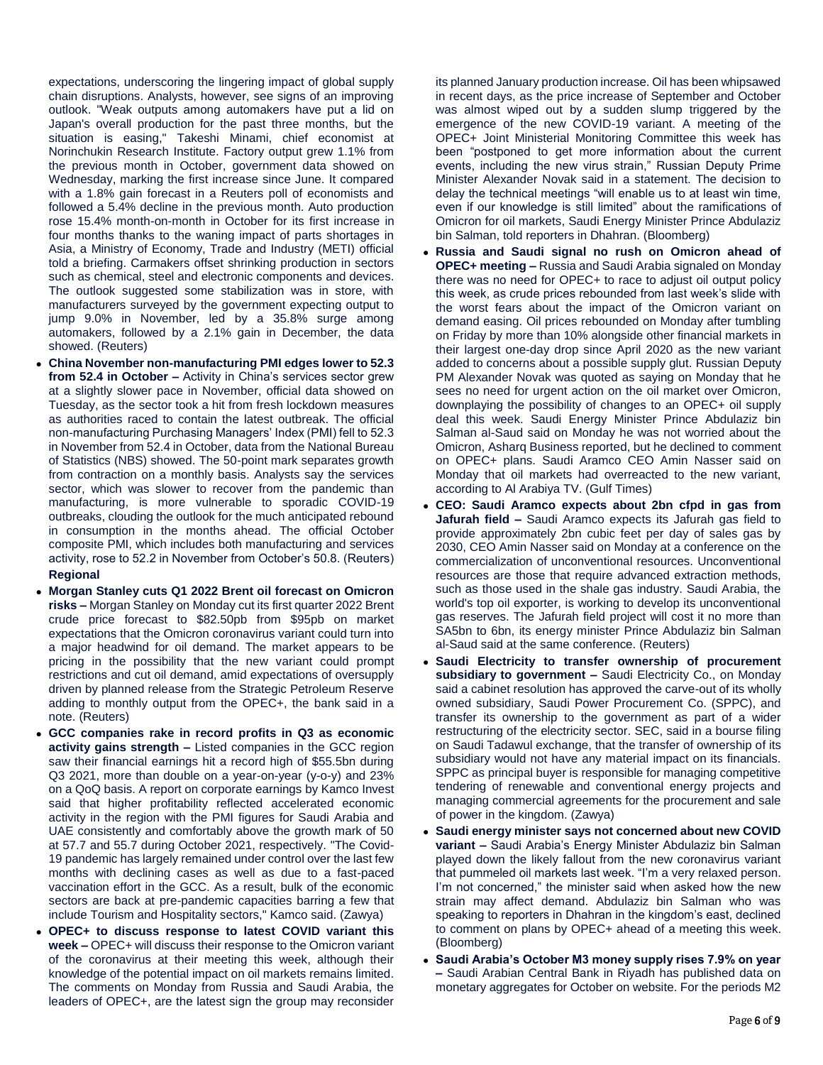expectations, underscoring the lingering impact of global supply chain disruptions. Analysts, however, see signs of an improving outlook. "Weak outputs among automakers have put a lid on Japan's overall production for the past three months, but the situation is easing," Takeshi Minami, chief economist at Norinchukin Research Institute. Factory output grew 1.1% from the previous month in October, government data showed on Wednesday, marking the first increase since June. It compared with a 1.8% gain forecast in a Reuters poll of economists and followed a 5.4% decline in the previous month. Auto production rose 15.4% month-on-month in October for its first increase in four months thanks to the waning impact of parts shortages in Asia, a Ministry of Economy, Trade and Industry (METI) official told a briefing. Carmakers offset shrinking production in sectors such as chemical, steel and electronic components and devices. The outlook suggested some stabilization was in store, with manufacturers surveyed by the government expecting output to jump 9.0% in November, led by a 35.8% surge among automakers, followed by a 2.1% gain in December, the data showed. (Reuters)

- **China November non-manufacturing PMI edges lower to 52.3 from 52.4 in October –** Activity in China's services sector grew at a slightly slower pace in November, official data showed on Tuesday, as the sector took a hit from fresh lockdown measures as authorities raced to contain the latest outbreak. The official non-manufacturing Purchasing Managers' Index (PMI) fell to 52.3 in November from 52.4 in October, data from the National Bureau of Statistics (NBS) showed. The 50-point mark separates growth from contraction on a monthly basis. Analysts say the services sector, which was slower to recover from the pandemic than manufacturing, is more vulnerable to sporadic COVID-19 outbreaks, clouding the outlook for the much anticipated rebound in consumption in the months ahead. The official October composite PMI, which includes both manufacturing and services activity, rose to 52.2 in November from October's 50.8. (Reuters)

**Regional**

- **Morgan Stanley cuts Q1 2022 Brent oil forecast on Omicron risks –** Morgan Stanley on Monday cut its first quarter 2022 Brent crude price forecast to $82.50pb from $95pb on market expectations that the Omicron coronavirus variant could turn into a major headwind for oil demand. The market appears to be pricing in the possibility that the new variant could prompt restrictions and cut oil demand, amid expectations of oversupply driven by planned release from the Strategic Petroleum Reserve adding to monthly output from the OPEC+, the bank said in a note. (Reuters)
- **GCC companies rake in record profits in Q3 as economic activity gains strength –** Listed companies in the GCC region saw their financial earnings hit a record high of $55.5bn during Q3 2021, more than double on a year-on-year (y-o-y) and 23% on a QoQ basis. A report on corporate earnings by Kamco Invest said that higher profitability reflected accelerated economic activity in the region with the PMI figures for Saudi Arabia and UAE consistently and comfortably above the growth mark of 50 at 57.7 and 55.7 during October 2021, respectively. "The Covid-19 pandemic has largely remained under control over the last few months with declining cases as well as due to a fast-paced vaccination effort in the GCC. As a result, bulk of the economic sectors are back at pre-pandemic capacities barring a few that include Tourism and Hospitality sectors," Kamco said. (Zawya)
- **OPEC+ to discuss response to latest COVID variant this week –** OPEC+ will discuss their response to the Omicron variant of the coronavirus at their meeting this week, although their knowledge of the potential impact on oil markets remains limited. The comments on Monday from Russia and Saudi Arabia, the leaders of OPEC+, are the latest sign the group may reconsider its planned January production increase. Oil has been whipsawed in recent days, as the price increase of September and October was almost wiped out by a sudden slump triggered by the emergence of the new COVID-19 variant. A meeting of the OPEC+ Joint Ministerial Monitoring Committee this week has been "postponed to get more information about the current events, including the new virus strain," Russian Deputy Prime Minister Alexander Novak said in a statement. The decision to delay the technical meetings "will enable us to at least win time, even if our knowledge is still limited" about the ramifications of Omicron for oil markets, Saudi Energy Minister Prince Abdulaziz bin Salman, told reporters in Dhahran. (Bloomberg)
- **Russia and Saudi signal no rush on Omicron ahead of OPEC+ meeting –** Russia and Saudi Arabia signaled on Monday there was no need for OPEC+ to race to adjust oil output policy this week, as crude prices rebounded from last week's slide with the worst fears about the impact of the Omicron variant on demand easing. Oil prices rebounded on Monday after tumbling on Friday by more than 10% alongside other financial markets in their largest one-day drop since April 2020 as the new variant added to concerns about a possible supply glut. Russian Deputy PM Alexander Novak was quoted as saying on Monday that he sees no need for urgent action on the oil market over Omicron, downplaying the possibility of changes to an OPEC+ oil supply deal this week. Saudi Energy Minister Prince Abdulaziz bin Salman al-Saud said on Monday he was not worried about the Omicron, Asharq Business reported, but he declined to comment on OPEC+ plans. Saudi Aramco CEO Amin Nasser said on Monday that oil markets had overreacted to the new variant, according to Al Arabiya TV. (Gulf Times)
- **CEO: Saudi Aramco expects about 2bn cfpd in gas from Jafurah field –** Saudi Aramco expects its Jafurah gas field to provide approximately 2bn cubic feet per day of sales gas by 2030, CEO Amin Nasser said on Monday at a conference on the commercialization of unconventional resources. Unconventional resources are those that require advanced extraction methods, such as those used in the shale gas industry. Saudi Arabia, the world's top oil exporter, is working to develop its unconventional gas reserves. The Jafurah field project will cost it no more than SA5bn to 6bn, its energy minister Prince Abdulaziz bin Salman al-Saud said at the same conference. (Reuters)
- **Saudi Electricity to transfer ownership of procurement subsidiary to government –** Saudi Electricity Co., on Monday said a cabinet resolution has approved the carve-out of its wholly owned subsidiary, Saudi Power Procurement Co. (SPPC), and transfer its ownership to the government as part of a wider restructuring of the electricity sector. SEC, said in a bourse filing on Saudi Tadawul exchange, that the transfer of ownership of its subsidiary would not have any material impact on its financials. SPPC as principal buyer is responsible for managing competitive tendering of renewable and conventional energy projects and managing commercial agreements for the procurement and sale of power in the kingdom. (Zawya)
- **Saudi energy minister says not concerned about new COVID variant –** Saudi Arabia's Energy Minister Abdulaziz bin Salman played down the likely fallout from the new coronavirus variant that pummeled oil markets last week. "I'm a very relaxed person. I'm not concerned," the minister said when asked how the new strain may affect demand. Abdulaziz bin Salman who was speaking to reporters in Dhahran in the kingdom's east, declined to comment on plans by OPEC+ ahead of a meeting this week. (Bloomberg)
- **Saudi Arabia's October M3 money supply rises 7.9% on year –** Saudi Arabian Central Bank in Riyadh has published data on monetary aggregates for October on website. For the periods M2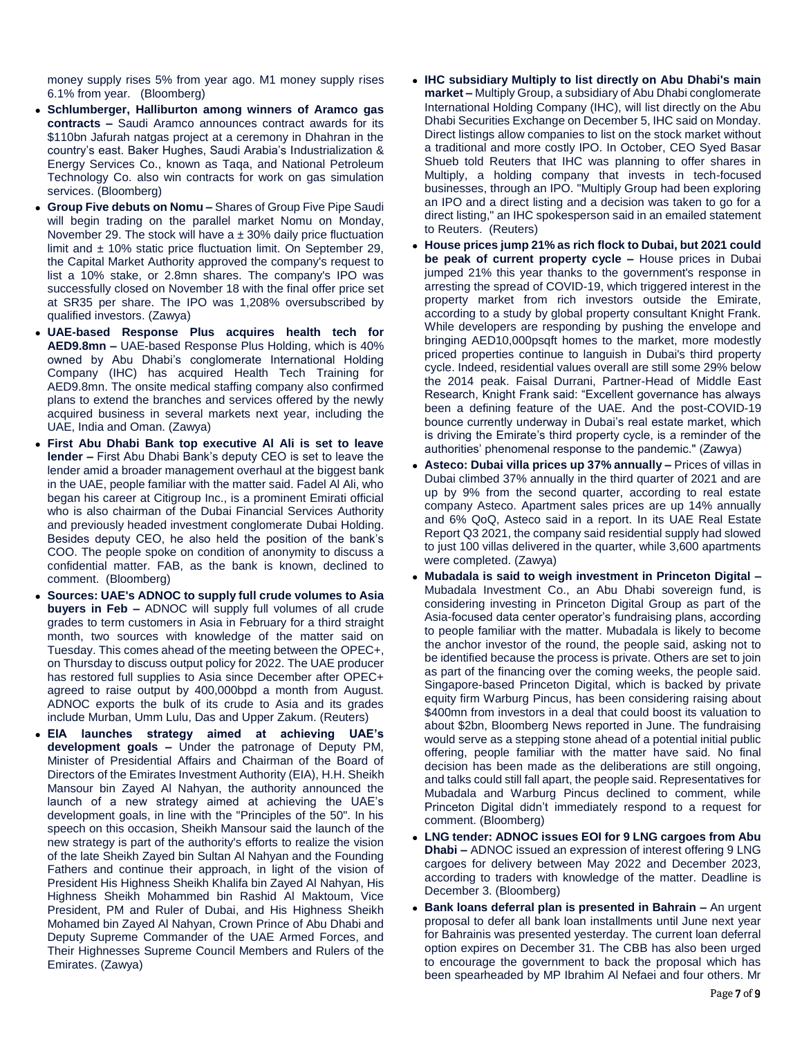money supply rises 5% from year ago. M1 money supply rises 6.1% from year. (Bloomberg)

- **Schlumberger, Halliburton among winners of Aramco gas contracts –** Saudi Aramco announces contract awards for its $110bn Jafurah natgas project at a ceremony in Dhahran in the country's east. Baker Hughes, Saudi Arabia's Industrialization & Energy Services Co., known as Taqa, and National Petroleum Technology Co. also win contracts for work on gas simulation services. (Bloomberg)
- **Group Five debuts on Nomu –** Shares of Group Five Pipe Saudi will begin trading on the parallel market Nomu on Monday, November 29. The stock will have a ± 30% daily price fluctuation limit and ± 10% static price fluctuation limit. On September 29, the Capital Market Authority approved the company's request to list a 10% stake, or 2.8mn shares. The company's IPO was successfully closed on November 18 with the final offer price set at SR35 per share. The IPO was 1,208% oversubscribed by qualified investors. (Zawya)
- **UAE-based Response Plus acquires health tech for AED9.8mn –** UAE-based Response Plus Holding, which is 40% owned by Abu Dhabi's conglomerate International Holding Company (IHC) has acquired Health Tech Training for AED9.8mn. The onsite medical staffing company also confirmed plans to extend the branches and services offered by the newly acquired business in several markets next year, including the UAE, India and Oman. (Zawya)
- **First Abu Dhabi Bank top executive Al Ali is set to leave lender –** First Abu Dhabi Bank's deputy CEO is set to leave the lender amid a broader management overhaul at the biggest bank in the UAE, people familiar with the matter said. Fadel Al Ali, who began his career at Citigroup Inc., is a prominent Emirati official who is also chairman of the Dubai Financial Services Authority and previously headed investment conglomerate Dubai Holding. Besides deputy CEO, he also held the position of the bank's COO. The people spoke on condition of anonymity to discuss a confidential matter. FAB, as the bank is known, declined to comment. (Bloomberg)
- **Sources: UAE's ADNOC to supply full crude volumes to Asia buyers in Feb –** ADNOC will supply full volumes of all crude grades to term customers in Asia in February for a third straight month, two sources with knowledge of the matter said on Tuesday. This comes ahead of the meeting between the OPEC+, on Thursday to discuss output policy for 2022. The UAE producer has restored full supplies to Asia since December after OPEC+ agreed to raise output by 400,000bpd a month from August. ADNOC exports the bulk of its crude to Asia and its grades include Murban, Umm Lulu, Das and Upper Zakum. (Reuters)
- **EIA launches strategy aimed at achieving UAE's development goals –** Under the patronage of Deputy PM, Minister of Presidential Affairs and Chairman of the Board of Directors of the Emirates Investment Authority (EIA), H.H. Sheikh Mansour bin Zayed Al Nahyan, the authority announced the launch of a new strategy aimed at achieving the UAE's development goals, in line with the "Principles of the 50". In his speech on this occasion, Sheikh Mansour said the launch of the new strategy is part of the authority's efforts to realize the vision of the late Sheikh Zayed bin Sultan Al Nahyan and the Founding Fathers and continue their approach, in light of the vision of President His Highness Sheikh Khalifa bin Zayed Al Nahyan, His Highness Sheikh Mohammed bin Rashid Al Maktoum, Vice President, PM and Ruler of Dubai, and His Highness Sheikh Mohamed bin Zayed Al Nahyan, Crown Prince of Abu Dhabi and Deputy Supreme Commander of the UAE Armed Forces, and Their Highnesses Supreme Council Members and Rulers of the Emirates. (Zawya)
- **IHC subsidiary Multiply to list directly on Abu Dhabi's main market –** Multiply Group, a subsidiary of Abu Dhabi conglomerate International Holding Company (IHC), will list directly on the Abu Dhabi Securities Exchange on December 5, IHC said on Monday. Direct listings allow companies to list on the stock market without a traditional and more costly IPO. In October, CEO Syed Basar Shueb told Reuters that IHC was planning to offer shares in Multiply, a holding company that invests in tech-focused businesses, through an IPO. "Multiply Group had been exploring an IPO and a direct listing and a decision was taken to go for a direct listing," an IHC spokesperson said in an emailed statement to Reuters. (Reuters)
- **House prices jump 21% as rich flock to Dubai, but 2021 could be peak of current property cycle –** House prices in Dubai jumped 21% this year thanks to the government's response in arresting the spread of COVID-19, which triggered interest in the property market from rich investors outside the Emirate, according to a study by global property consultant Knight Frank. While developers are responding by pushing the envelope and bringing AED10,000psqft homes to the market, more modestly priced properties continue to languish in Dubai's third property cycle. Indeed, residential values overall are still some 29% below the 2014 peak. Faisal Durrani, Partner-Head of Middle East Research, Knight Frank said: "Excellent governance has always been a defining feature of the UAE. And the post-COVID-19 bounce currently underway in Dubai's real estate market, which is driving the Emirate's third property cycle, is a reminder of the authorities' phenomenal response to the pandemic." (Zawya)
- **Asteco: Dubai villa prices up 37% annually –** Prices of villas in Dubai climbed 37% annually in the third quarter of 2021 and are up by 9% from the second quarter, according to real estate company Asteco. Apartment sales prices are up 14% annually and 6% QoQ, Asteco said in a report. In its UAE Real Estate Report Q3 2021, the company said residential supply had slowed to just 100 villas delivered in the quarter, while 3,600 apartments were completed. (Zawya)
- **Mubadala is said to weigh investment in Princeton Digital –** Mubadala Investment Co., an Abu Dhabi sovereign fund, is considering investing in Princeton Digital Group as part of the Asia-focused data center operator's fundraising plans, according to people familiar with the matter. Mubadala is likely to become the anchor investor of the round, the people said, asking not to be identified because the process is private. Others are set to join as part of the financing over the coming weeks, the people said. Singapore-based Princeton Digital, which is backed by private equity firm Warburg Pincus, has been considering raising about $400mn from investors in a deal that could boost its valuation to about $2bn, Bloomberg News reported in June. The fundraising would serve as a stepping stone ahead of a potential initial public offering, people familiar with the matter have said. No final decision has been made as the deliberations are still ongoing, and talks could still fall apart, the people said. Representatives for Mubadala and Warburg Pincus declined to comment, while Princeton Digital didn't immediately respond to a request for comment. (Bloomberg)
- **LNG tender: ADNOC issues EOI for 9 LNG cargoes from Abu Dhabi –** ADNOC issued an expression of interest offering 9 LNG cargoes for delivery between May 2022 and December 2023, according to traders with knowledge of the matter. Deadline is December 3. (Bloomberg)
- **Bank loans deferral plan is presented in Bahrain –** An urgent proposal to defer all bank loan installments until June next year for Bahrainis was presented yesterday. The current loan deferral option expires on December 31. The CBB has also been urged to encourage the government to back the proposal which has been spearheaded by MP Ibrahim Al Nefaei and four others. Mr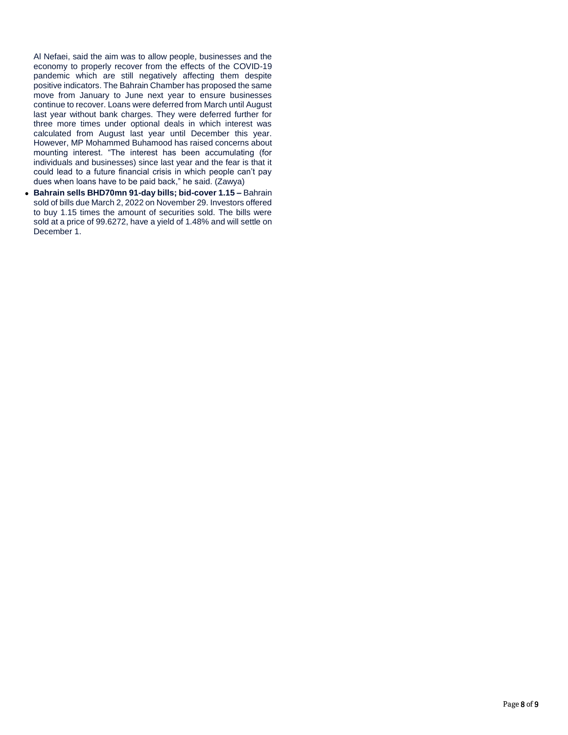Al Nefaei, said the aim was to allow people, businesses and the economy to properly recover from the effects of the COVID-19 pandemic which are still negatively affecting them despite positive indicators. The Bahrain Chamber has proposed the same move from January to June next year to ensure businesses continue to recover. Loans were deferred from March until August last year without bank charges. They were deferred further for three more times under optional deals in which interest was calculated from August last year until December this year. However, MP Mohammed Buhamood has raised concerns about mounting interest. "The interest has been accumulating (for individuals and businesses) since last year and the fear is that it could lead to a future financial crisis in which people can't pay dues when loans have to be paid back," he said. (Zawya)

- **Bahrain sells BHD70mn 91-day bills; bid-cover 1.15 –** Bahrain sold of bills due March 2, 2022 on November 29. Investors offered to buy 1.15 times the amount of securities sold. The bills were sold at a price of 99.6272, have a yield of 1.48% and will settle on December 1.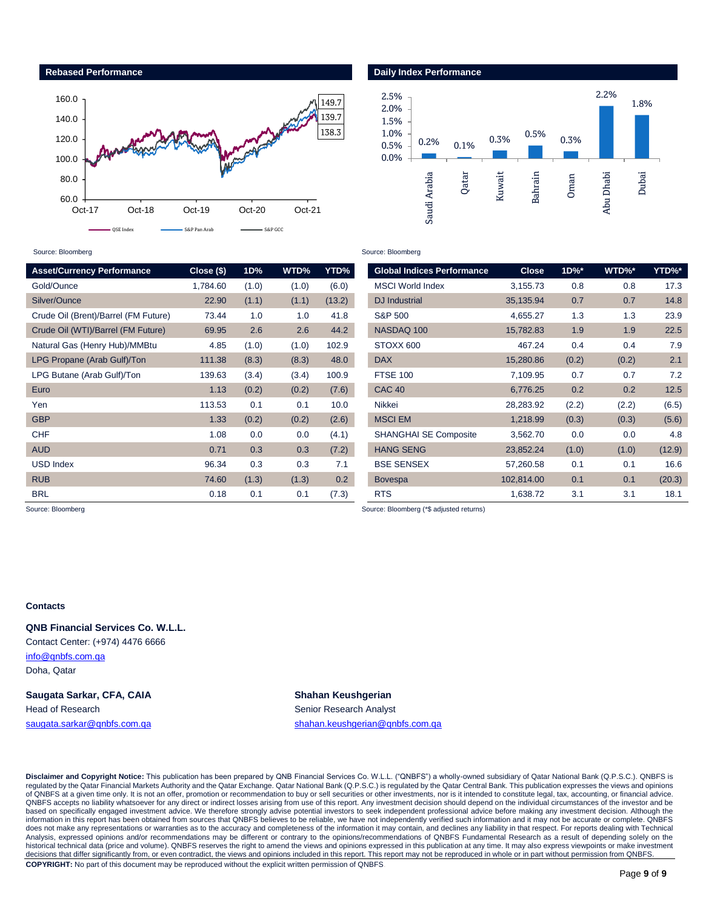**Rebased Performance**

160.0
140.0
120.0
100.0
80.0
60.0
Oct-17
Oct-18
Oct-19
Oct-20
Oct-21
149.7
139.7
138.3
QSE Index
S&P Pan Arab
S&P GCC

Source: Bloomberg

**Daily Index Performance**

2.5%
2.0%
1.5%
1.0%
0.5%
0.0%
0.2%
0.1%
0.3%
0.5%
0.3%
2.2%
1.8%
Saudi Arabia
Qatar
Kuwait
Bahrain
Oman
Abu Dhabi
Dubai

Source: Bloomberg

| Asset/Currency Performance | Close ($) | 1D% | WTD% | YTD% |
|---|---|---|---|---|
| Gold/Ounce | 1,784.60 | (1.0) | (1.0) | (6.0) |
| Silver/Ounce | 22.90 | (1.1) | (1.1) | (13.2) |
| Crude Oil (Brent)/Barrel (FM Future) | 73.44 | 1.0 | 1.0 | 41.8 |
| Crude Oil (WTI)/Barrel (FM Future) | 69.95 | 2.6 | 2.6 | 44.2 |
| Natural Gas (Henry Hub)/MMBtu | 4.85 | (1.0) | (1.0) | 102.9 |
| LPG Propane (Arab Gulf)/Ton | 111.38 | (8.3) | (8.3) | 48.0 |
| LPG Butane (Arab Gulf)/Ton | 139.63 | (3.4) | (3.4) | 100.9 |
| Euro | 1.13 | (0.2) | (0.2) | (7.6) |
| Yen | 113.53 | 0.1 | 0.1 | 10.0 |
| GBP | 1.33 | (0.2) | (0.2) | (2.6) |
| CHF | 1.08 | 0.0 | 0.0 | (4.1) |
| AUD | 0.71 | 0.3 | 0.3 | (7.2) |
| USD Index | 96.34 | 0.3 | 0.3 | 7.1 |
| RUB | 74.60 | (1.3) | (1.3) | 0.2 |
| BRL | 0.18 | 0.1 | 0.1 | (7.3) |

Source: Bloomberg

| Global Indices Performance | Close | 1D%* | WTD%* | YTD%* |
|---|---|---|---|---|
| MSCI World Index | 3,155.73 | 0.8 | 0.8 | 17.3 |
| DJ Industrial | 35,135.94 | 0.7 | 0.7 | 14.8 |
| S&P 500 | 4,655.27 | 1.3 | 1.3 | 23.9 |
| NASDAQ 100 | 15,782.83 | 1.9 | 1.9 | 22.5 |
| STOXX 600 | 467.24 | 0.4 | 0.4 | 7.9 |
| DAX | 15,280.86 | (0.2) | (0.2) | 2.1 |
| FTSE 100 | 7,109.95 | 0.7 | 0.7 | 7.2 |
| CAC 40 | 6,776.25 | 0.2 | 0.2 | 12.5 |
| Nikkei | 28,283.92 | (2.2) | (2.2) | (6.5) |
| MSCI EM | 1,218.99 | (0.3) | (0.3) | (5.6) |
| SHANGHAI SE Composite | 3,562.70 | 0.0 | 0.0 | 4.8 |
| HANG SENG | 23,852.24 | (1.0) | (1.0) | (12.9) |
| BSE SENSEX | 57,260.58 | 0.1 | 0.1 | 16.6 |
| Bovespa | 102,814.00 | 0.1 | 0.1 | (20.3) |
| RTS | 1,638.72 | 3.1 | 3.1 | 18.1 |

Source: Bloomberg (*$ adjusted returns)

**Contacts**

**QNB Financial Services Co. W.L.L.**
Contact Center: (+974) 4476 6666
info@qnbfs.com.qa
Doha, Qatar

**Saugata Sarkar, CFA, CAIA**
Head of Research
saugata.sarkar@qnbfs.com.qa

**Shahan Keushgerian**
Senior Research Analyst
shahan.keushgerian@qnbfs.com.qa

**Disclaimer and Copyright Notice:** This publication has been prepared by QNB Financial Services Co. W.L.L. ("QNBFS") a wholly-owned subsidiary of Qatar National Bank (Q.P.S.C.). QNBFS is regulated by the Qatar Financial Markets Authority and the Qatar Exchange. Qatar National Bank (Q.P.S.C.) is regulated by the Qatar Central Bank. This publication expresses the views and opinions of QNBFS at a given time only. It is not an offer, promotion or recommendation to buy or sell securities or other investments, nor is it intended to constitute legal, tax, accounting, or financial advice. QNBFS accepts no liability whatsoever for any direct or indirect losses arising from use of this report. Any investment decision should depend on the individual circumstances of the investor and be based on specifically engaged investment advice. We therefore strongly advise potential investors to seek independent professional advice before making any investment decision. Although the information in this report has been obtained from sources that QNBFS believes to be reliable, we have not independently verified such information and it may not be accurate or complete. QNBFS does not make any representations or warranties as to the accuracy and completeness of the information it may contain, and declines any liability in that respect. For reports dealing with Technical Analysis, expressed opinions and/or recommendations may be different or contrary to the opinions/recommendations of QNBFS Fundamental Research as a result of depending solely on the historical technical data (price and volume). QNBFS reserves the right to amend the views and opinions expressed in this publication at any time. It may also express viewpoints or make investment decisions that differ significantly from, or even contradict, the views and opinions included in this report. This report may not be reproduced in whole or in part without permission from QNBFS.

**COPYRIGHT:** No part of this document may be reproduced without the explicit written permission of QNBFS.